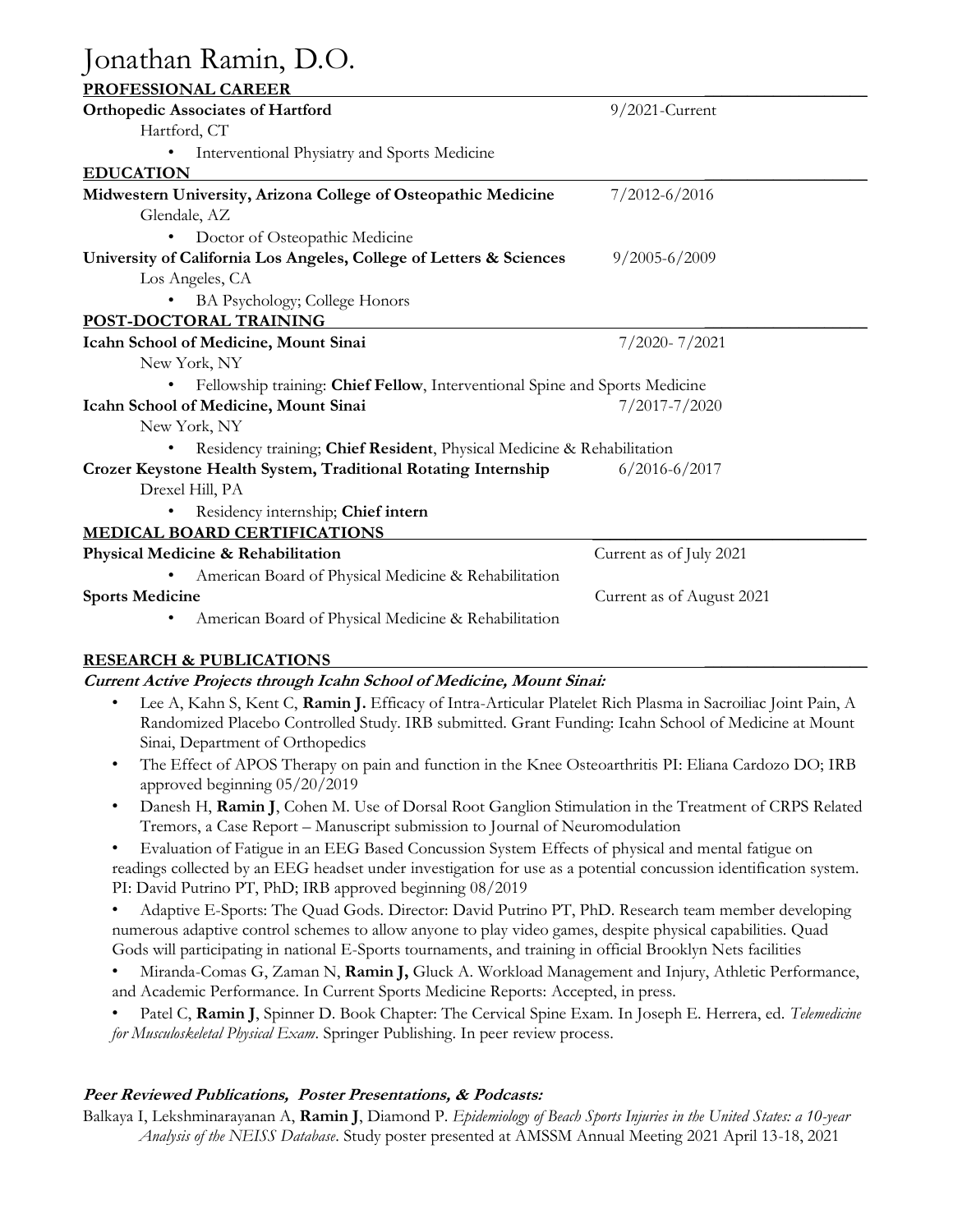# Jonathan Ramin, D.O.

## PROFESSIONAL CAREER

**Orthopedic Associates of Hartford** 9/2021-Current

Hartford, CT

- Interventional Physiatry and Sports Medicine

## EDUCATION

**Midwestern University, Arizona College of Osteopathic Medicine** 7/2012-6/2016

Glendale, AZ

- Doctor of Osteopathic Medicine

**University of California Los Angeles, College of Letters & Sciences** 9/2005-6/2009

Los Angeles, CA

- BA Psychology; College Honors

## POST-DOCTORAL TRAINING

**Icahn School of Medicine, Mount Sinai** 7/2020- 7/2021

New York, NY

- Fellowship training: **Chief Fellow**, Interventional Spine and Sports Medicine

**Icahn School of Medicine, Mount Sinai** 7/2017-7/2020

New York, NY

- Residency training; **Chief Resident**, Physical Medicine & Rehabilitation

**Crozer Keystone Health System, Traditional Rotating Internship** 6/2016-6/2017

Drexel Hill, PA

- Residency internship; **Chief intern**

## MEDICAL BOARD CERTIFICATIONS

**Physical Medicine & Rehabilitation** Current as of July 2021

- American Board of Physical Medicine & Rehabilitation

**Sports Medicine** Current as of August 2021

- American Board of Physical Medicine & Rehabilitation

## RESEARCH & PUBLICATIONS

***Current Active Projects through Icahn School of Medicine, Mount Sinai:***

- Lee A, Kahn S, Kent C, **Ramin J.** Efficacy of Intra-Articular Platelet Rich Plasma in Sacroiliac Joint Pain, A Randomized Placebo Controlled Study. IRB submitted. Grant Funding: Icahn School of Medicine at Mount Sinai, Department of Orthopedics
- The Effect of APOS Therapy on pain and function in the Knee Osteoarthritis PI: Eliana Cardozo DO; IRB approved beginning 05/20/2019
- Danesh H, **Ramin J**, Cohen M. Use of Dorsal Root Ganglion Stimulation in the Treatment of CRPS Related Tremors, a Case Report – Manuscript submission to Journal of Neuromodulation
- Evaluation of Fatigue in an EEG Based Concussion System Effects of physical and mental fatigue on readings collected by an EEG headset under investigation for use as a potential concussion identification system. PI: David Putrino PT, PhD; IRB approved beginning 08/2019
- Adaptive E-Sports: The Quad Gods. Director: David Putrino PT, PhD. Research team member developing numerous adaptive control schemes to allow anyone to play video games, despite physical capabilities. Quad Gods will participating in national E-Sports tournaments, and training in official Brooklyn Nets facilities
- Miranda-Comas G, Zaman N, **Ramin J,** Gluck A. Workload Management and Injury, Athletic Performance, and Academic Performance. In Current Sports Medicine Reports: Accepted, in press.
- Patel C, **Ramin J**, Spinner D. Book Chapter: The Cervical Spine Exam. In Joseph E. Herrera, ed. *Telemedicine for Musculoskeletal Physical Exam*. Springer Publishing. In peer review process.

***Peer Reviewed Publications, Poster Presentations, & Podcasts:***

Balkaya I, Lekshminarayanan A, **Ramin J**, Diamond P. *Epidemiology of Beach Sports Injuries in the United States: a 10-year Analysis of the NEISS Database*. Study poster presented at AMSSM Annual Meeting 2021 April 13-18, 2021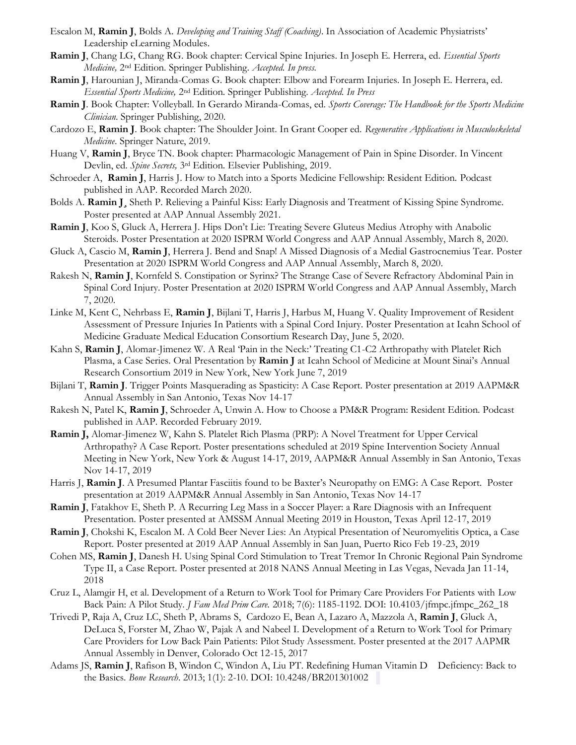Escalon M, **Ramin J**, Bolds A. *Developing and Training Staff (Coaching)*. In Association of Academic Physiatrists' Leadership eLearning Modules.

**Ramin J**, Chang LG, Chang RG. Book chapter: Cervical Spine Injuries. In Joseph E. Herrera, ed. *Essential Sports Medicine,* 2nd Edition. Springer Publishing. *Accepted. In press.*

**Ramin J**, Harounian J, Miranda-Comas G. Book chapter: Elbow and Forearm Injuries. In Joseph E. Herrera, ed. *Essential Sports Medicine,* 2nd Edition. Springer Publishing. *Accepted. In Press*

**Ramin J**. Book Chapter: Volleyball. In Gerardo Miranda-Comas, ed. *Sports Coverage: The Handbook for the Sports Medicine Clinician*. Springer Publishing, 2020.

Cardozo E, **Ramin J**. Book chapter: The Shoulder Joint. In Grant Cooper ed. *Regenerative Applications in Musculoskeletal Medicine*. Springer Nature, 2019.

Huang V, **Ramin J**, Bryce TN. Book chapter: Pharmacologic Management of Pain in Spine Disorder. In Vincent Devlin, ed. *Spine Secrets,* 3rd Edition. Elsevier Publishing, 2019.

Schroeder A, **Ramin J**, Harris J. How to Match into a Sports Medicine Fellowship: Resident Edition. Podcast published in AAP. Recorded March 2020.

Bolds A. **Ramin J**¸ Sheth P. Relieving a Painful Kiss: Early Diagnosis and Treatment of Kissing Spine Syndrome. Poster presented at AAP Annual Assembly 2021.

**Ramin J**, Koo S, Gluck A, Herrera J. Hips Don't Lie: Treating Severe Gluteus Medius Atrophy with Anabolic Steroids. Poster Presentation at 2020 ISPRM World Congress and AAP Annual Assembly, March 8, 2020.

Gluck A, Cascio M, **Ramin J**, Herrera J. Bend and Snap! A Missed Diagnosis of a Medial Gastrocnemius Tear. Poster Presentation at 2020 ISPRM World Congress and AAP Annual Assembly, March 8, 2020.

Rakesh N, **Ramin J**, Kornfeld S. Constipation or Syrinx? The Strange Case of Severe Refractory Abdominal Pain in Spinal Cord Injury. Poster Presentation at 2020 ISPRM World Congress and AAP Annual Assembly, March 7, 2020.

Linke M, Kent C, Nehrbass E, **Ramin J**, Bijlani T, Harris J, Harbus M, Huang V. Quality Improvement of Resident Assessment of Pressure Injuries In Patients with a Spinal Cord Injury. Poster Presentation at Icahn School of Medicine Graduate Medical Education Consortium Research Day, June 5, 2020.

Kahn S, **Ramin J**, Alomar-Jimenez W. A Real 'Pain in the Neck:' Treating C1-C2 Arthropathy with Platelet Rich Plasma, a Case Series. Oral Presentation by **Ramin J** at Icahn School of Medicine at Mount Sinai's Annual Research Consortium 2019 in New York, New York June 7, 2019

Bijlani T, **Ramin J**. Trigger Points Masquerading as Spasticity: A Case Report. Poster presentation at 2019 AAPM&R Annual Assembly in San Antonio, Texas Nov 14-17

Rakesh N, Patel K, **Ramin J**, Schroeder A, Unwin A. How to Choose a PM&R Program: Resident Edition. Podcast published in AAP. Recorded February 2019.

**Ramin J,** Alomar-Jimenez W, Kahn S. Platelet Rich Plasma (PRP): A Novel Treatment for Upper Cervical Arthropathy? A Case Report. Poster presentations scheduled at 2019 Spine Intervention Society Annual Meeting in New York, New York & August 14-17, 2019, AAPM&R Annual Assembly in San Antonio, Texas Nov 14-17, 2019

Harris J, **Ramin J**. A Presumed Plantar Fasciitis found to be Baxter's Neuropathy on EMG: A Case Report. Poster presentation at 2019 AAPM&R Annual Assembly in San Antonio, Texas Nov 14-17

**Ramin J**, Fatakhov E, Sheth P. A Recurring Leg Mass in a Soccer Player: a Rare Diagnosis with an Infrequent Presentation. Poster presented at AMSSM Annual Meeting 2019 in Houston, Texas April 12-17, 2019

**Ramin J**, Chokshi K, Escalon M. A Cold Beer Never Lies: An Atypical Presentation of Neuromyelitis Optica, a Case Report. Poster presented at 2019 AAP Annual Assembly in San Juan, Puerto Rico Feb 19-23, 2019

Cohen MS, **Ramin J**, Danesh H. Using Spinal Cord Stimulation to Treat Tremor In Chronic Regional Pain Syndrome Type II, a Case Report. Poster presented at 2018 NANS Annual Meeting in Las Vegas, Nevada Jan 11-14, 2018

Cruz L, Alamgir H, et al. Development of a Return to Work Tool for Primary Care Providers For Patients with Low Back Pain: A Pilot Study. *J Fam Med Prim Care.* 2018; 7(6): 1185-1192. DOI: 10.4103/jfmpc.jfmpc_262_18

Trivedi P, Raja A, Cruz LC, Sheth P, Abrams S, Cardozo E, Bean A, Lazaro A, Mazzola A, **Ramin J**, Gluck A, DeLuca S, Forster M, Zhao W, Pajak A and Nabeel I. Development of a Return to Work Tool for Primary Care Providers for Low Back Pain Patients: Pilot Study Assessment. Poster presented at the 2017 AAPMR Annual Assembly in Denver, Colorado Oct 12-15, 2017

Adams JS, **Ramin J**, Rafison B, Windon C, Windon A, Liu PT. Redefining Human Vitamin D Deficiency: Back to the Basics. *Bone Research*. 2013; 1(1): 2-10. DOI: 10.4248/BR201301002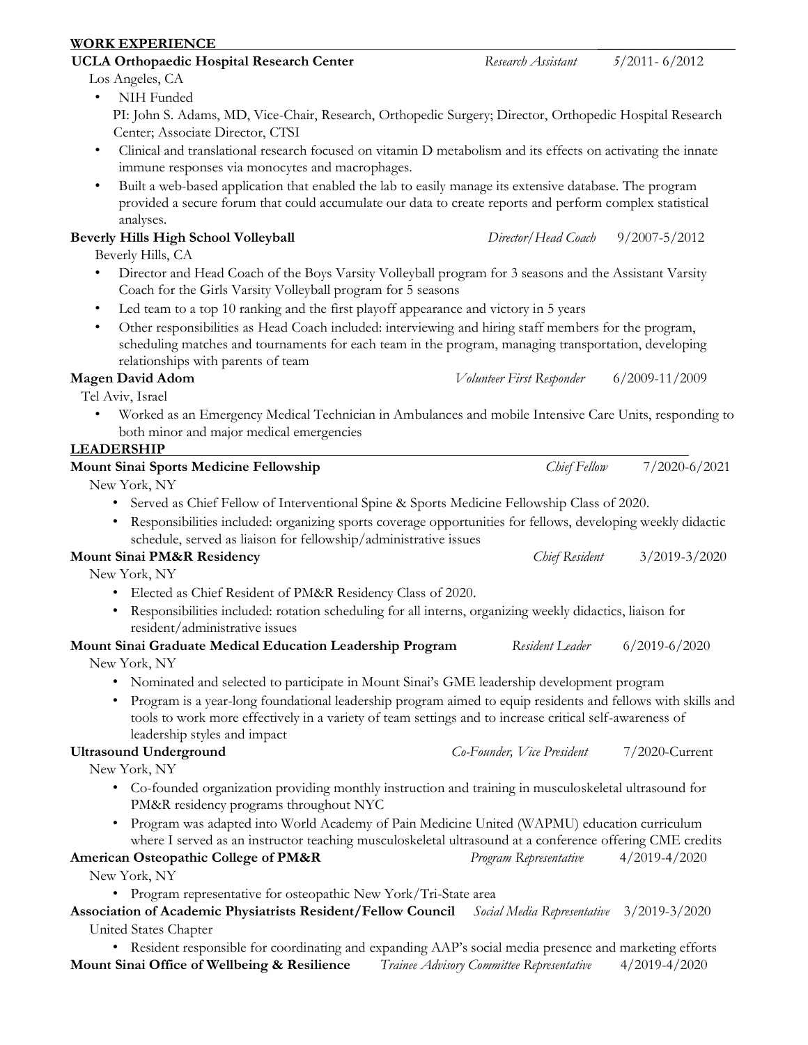## WORK EXPERIENCE

**UCLA Orthopaedic Hospital Research Center** *Research Assistant* 5/2011- 6/2012

Los Angeles, CA

- NIH Funded
  PI: John S. Adams, MD, Vice-Chair, Research, Orthopedic Surgery; Director, Orthopedic Hospital Research Center; Associate Director, CTSI
- Clinical and translational research focused on vitamin D metabolism and its effects on activating the innate immune responses via monocytes and macrophages.
- Built a web-based application that enabled the lab to easily manage its extensive database. The program provided a secure forum that could accumulate our data to create reports and perform complex statistical analyses.

**Beverly Hills High School Volleyball** *Director/Head Coach* 9/2007-5/2012

Beverly Hills, CA

- Director and Head Coach of the Boys Varsity Volleyball program for 3 seasons and the Assistant Varsity Coach for the Girls Varsity Volleyball program for 5 seasons
- Led team to a top 10 ranking and the first playoff appearance and victory in 5 years
- Other responsibilities as Head Coach included: interviewing and hiring staff members for the program, scheduling matches and tournaments for each team in the program, managing transportation, developing relationships with parents of team

**Magen David Adom** *Volunteer First Responder* 6/2009-11/2009

Tel Aviv, Israel

- Worked as an Emergency Medical Technician in Ambulances and mobile Intensive Care Units, responding to both minor and major medical emergencies

## LEADERSHIP

**Mount Sinai Sports Medicine Fellowship** *Chief Fellow* 7/2020-6/2021

New York, NY

- Served as Chief Fellow of Interventional Spine & Sports Medicine Fellowship Class of 2020.
- Responsibilities included: organizing sports coverage opportunities for fellows, developing weekly didactic schedule, served as liaison for fellowship/administrative issues

**Mount Sinai PM&R Residency** *Chief Resident* 3/2019-3/2020

New York, NY

- Elected as Chief Resident of PM&R Residency Class of 2020.
- Responsibilities included: rotation scheduling for all interns, organizing weekly didactics, liaison for resident/administrative issues

**Mount Sinai Graduate Medical Education Leadership Program** *Resident Leader* 6/2019-6/2020

New York, NY

- Nominated and selected to participate in Mount Sinai's GME leadership development program
- Program is a year-long foundational leadership program aimed to equip residents and fellows with skills and tools to work more effectively in a variety of team settings and to increase critical self-awareness of leadership styles and impact

**Ultrasound Underground** *Co-Founder, Vice President* 7/2020-Current

New York, NY

- Co-founded organization providing monthly instruction and training in musculoskeletal ultrasound for PM&R residency programs throughout NYC
- Program was adapted into World Academy of Pain Medicine United (WAPMU) education curriculum where I served as an instructor teaching musculoskeletal ultrasound at a conference offering CME credits

**American Osteopathic College of PM&R** *Program Representative* 4/2019-4/2020

New York, NY

- Program representative for osteopathic New York/Tri-State area

**Association of Academic Physiatrists Resident/Fellow Council** *Social Media Representative* 3/2019-3/2020

United States Chapter

- Resident responsible for coordinating and expanding AAP's social media presence and marketing efforts

**Mount Sinai Office of Wellbeing & Resilience** *Trainee Advisory Committee Representative* 4/2019-4/2020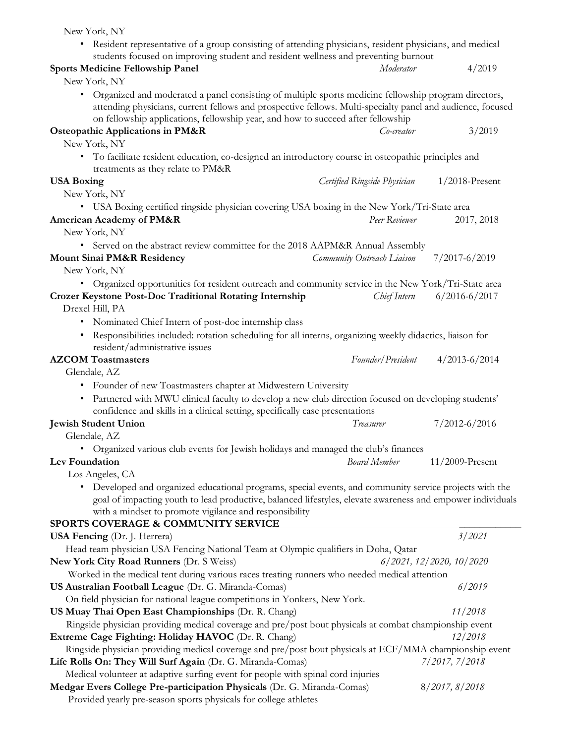New York, NY

- Resident representative of a group consisting of attending physicians, resident physicians, and medical students focused on improving student and resident wellness and preventing burnout

**Sports Medicine Fellowship Panel** — *Moderator* — 4/2019

New York, NY

- Organized and moderated a panel consisting of multiple sports medicine fellowship program directors, attending physicians, current fellows and prospective fellows. Multi-specialty panel and audience, focused on fellowship applications, fellowship year, and how to succeed after fellowship

**Osteopathic Applications in PM&R** — *Co-creator* — 3/2019

New York, NY

- To facilitate resident education, co-designed an introductory course in osteopathic principles and treatments as they relate to PM&R

**USA Boxing** — *Certified Ringside Physician* — 1/2018-Present

New York, NY

- USA Boxing certified ringside physician covering USA boxing in the New York/Tri-State area

**American Academy of PM&R** — *Peer Reviewer* — 2017, 2018

New York, NY

- Served on the abstract review committee for the 2018 AAPM&R Annual Assembly

**Mount Sinai PM&R Residency** — *Community Outreach Liaison* — 7/2017-6/2019

New York, NY

- Organized opportunities for resident outreach and community service in the New York/Tri-State area

**Crozer Keystone Post-Doc Traditional Rotating Internship** — *Chief Intern* — 6/2016-6/2017

Drexel Hill, PA

- Nominated Chief Intern of post-doc internship class
- Responsibilities included: rotation scheduling for all interns, organizing weekly didactics, liaison for resident/administrative issues

**AZCOM Toastmasters** — *Founder/President* — 4/2013-6/2014

Glendale, AZ

- Founder of new Toastmasters chapter at Midwestern University
- Partnered with MWU clinical faculty to develop a new club direction focused on developing students' confidence and skills in a clinical setting, specifically case presentations

**Jewish Student Union** — *Treasurer* — 7/2012-6/2016

Glendale, AZ

- Organized various club events for Jewish holidays and managed the club's finances

**Lev Foundation** — *Board Member* — 11/2009-Present

Los Angeles, CA

- Developed and organized educational programs, special events, and community service projects with the goal of impacting youth to lead productive, balanced lifestyles, elevate awareness and empower individuals with a mindset to promote vigilance and responsibility

## SPORTS COVERAGE & COMMUNITY SERVICE

**USA Fencing** (Dr. J. Herrera) — *3/2021*

Head team physician USA Fencing National Team at Olympic qualifiers in Doha, Qatar

**New York City Road Runners** (Dr. S Weiss) — *6/2021, 12/2020, 10/2020*

Worked in the medical tent during various races treating runners who needed medical attention

**US Australian Football League** (Dr. G. Miranda-Comas) — *6/2019*

On field physician for national league competitions in Yonkers, New York.

**US Muay Thai Open East Championships** (Dr. R. Chang) — *11/2018*

Ringside physician providing medical coverage and pre/post bout physicals at combat championship event

**Extreme Cage Fighting: Holiday HAVOC** (Dr. R. Chang) — *12/2018*

Ringside physician providing medical coverage and pre/post bout physicals at ECF/MMA championship event

**Life Rolls On: They Will Surf Again** (Dr. G. Miranda-Comas) — *7/2017, 7/2018*

Medical volunteer at adaptive surfing event for people with spinal cord injuries

**Medgar Evers College Pre-participation Physicals** (Dr. G. Miranda-Comas) — *8/2017, 8/2018*

Provided yearly pre-season sports physicals for college athletes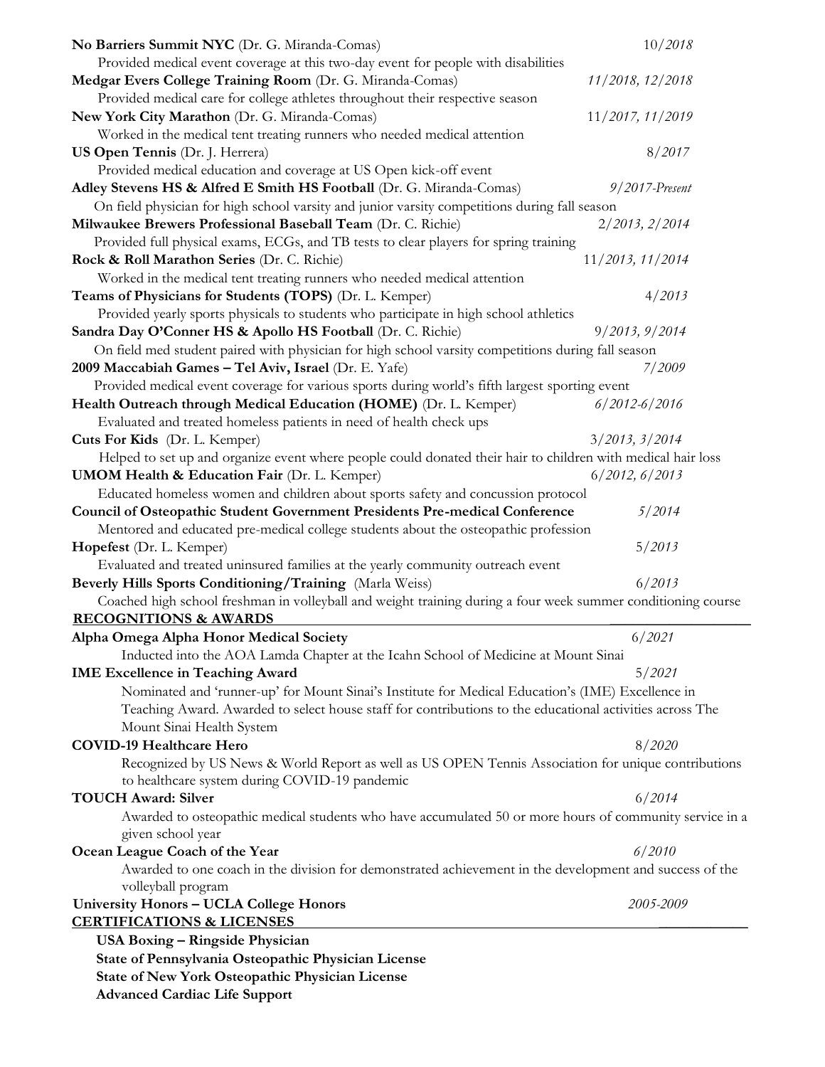**No Barriers Summit NYC** (Dr. G. Miranda-Comas) *10/2018*

Provided medical event coverage at this two-day event for people with disabilities

**Medgar Evers College Training Room** (Dr. G. Miranda-Comas) *11/2018, 12/2018*

Provided medical care for college athletes throughout their respective season

**New York City Marathon** (Dr. G. Miranda-Comas) *11/2017, 11/2019*

Worked in the medical tent treating runners who needed medical attention

**US Open Tennis** (Dr. J. Herrera) *8/2017*

Provided medical education and coverage at US Open kick-off event

**Adley Stevens HS & Alfred E Smith HS Football** (Dr. G. Miranda-Comas) *9/2017-Present*

On field physician for high school varsity and junior varsity competitions during fall season

**Milwaukee Brewers Professional Baseball Team** (Dr. C. Richie) *2/2013, 2/2014*

Provided full physical exams, ECGs, and TB tests to clear players for spring training

**Rock & Roll Marathon Series** (Dr. C. Richie) *11/2013, 11/2014*

Worked in the medical tent treating runners who needed medical attention

**Teams of Physicians for Students (TOPS)** (Dr. L. Kemper) *4/2013*

Provided yearly sports physicals to students who participate in high school athletics

**Sandra Day O'Conner HS & Apollo HS Football** (Dr. C. Richie) *9/2013, 9/2014*

On field med student paired with physician for high school varsity competitions during fall season

**2009 Maccabiah Games – Tel Aviv, Israel** (Dr. E. Yafe) *7/2009*

Provided medical event coverage for various sports during world's fifth largest sporting event

**Health Outreach through Medical Education (HOME)** (Dr. L. Kemper) *6/2012-6/2016*

Evaluated and treated homeless patients in need of health check ups

**Cuts For Kids** (Dr. L. Kemper) *3/2013, 3/2014*

Helped to set up and organize event where people could donated their hair to children with medical hair loss

**UMOM Health & Education Fair** (Dr. L. Kemper) *6/2012, 6/2013*

Educated homeless women and children about sports safety and concussion protocol

**Council of Osteopathic Student Government Presidents Pre-medical Conference** *5/2014*

Mentored and educated pre-medical college students about the osteopathic profession

**Hopefest** (Dr. L. Kemper) *5/2013*

Evaluated and treated uninsured families at the yearly community outreach event

**Beverly Hills Sports Conditioning/Training** (Marla Weiss) *6/2013*

Coached high school freshman in volleyball and weight training during a four week summer conditioning course

## RECOGNITIONS & AWARDS

**Alpha Omega Alpha Honor Medical Society** *6/2021*

Inducted into the AOA Lamda Chapter at the Icahn School of Medicine at Mount Sinai

**IME Excellence in Teaching Award** *5/2021*

Nominated and 'runner-up' for Mount Sinai's Institute for Medical Education's (IME) Excellence in Teaching Award. Awarded to select house staff for contributions to the educational activities across The Mount Sinai Health System

**COVID-19 Healthcare Hero** *8/2020*

Recognized by US News & World Report as well as US OPEN Tennis Association for unique contributions to healthcare system during COVID-19 pandemic

**TOUCH Award: Silver** *6/2014*

Awarded to osteopathic medical students who have accumulated 50 or more hours of community service in a given school year

**Ocean League Coach of the Year** *6/2010*

Awarded to one coach in the division for demonstrated achievement in the development and success of the volleyball program

**University Honors – UCLA College Honors** *2005-2009*

## CERTIFICATIONS & LICENSES

**USA Boxing – Ringside Physician**

**State of Pennsylvania Osteopathic Physician License**

**State of New York Osteopathic Physician License**

**Advanced Cardiac Life Support**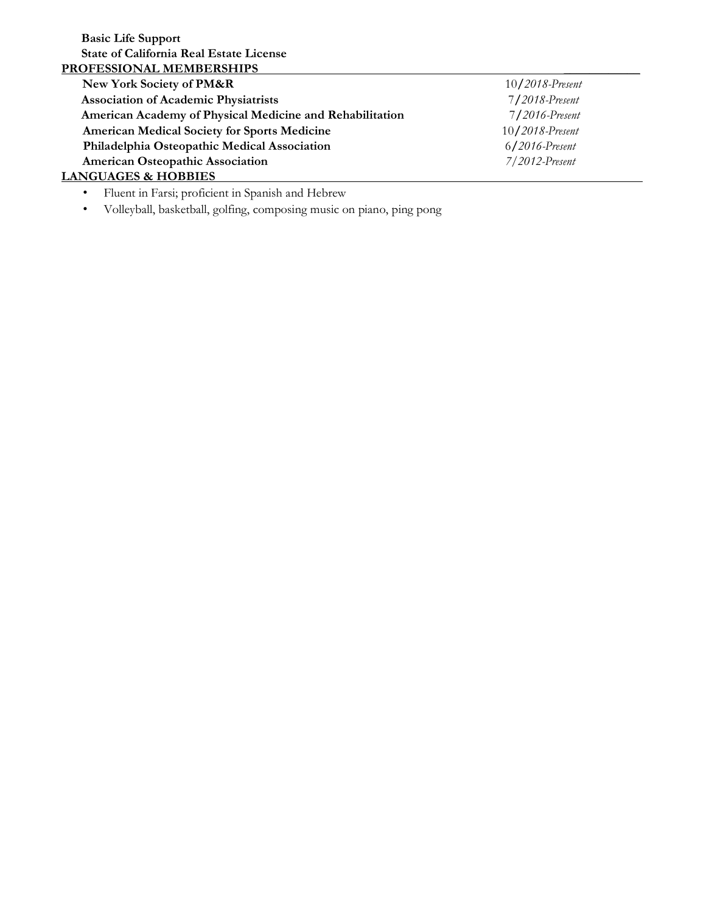**Basic Life Support**

**State of California Real Estate License**

## PROFESSIONAL MEMBERSHIPS

| | |
|---|---|
| **New York Society of PM&R** | 10/*2018-Present* |
| **Association of Academic Physiatrists** | 7/*2018-Present* |
| **American Academy of Physical Medicine and Rehabilitation** | 7/*2016-Present* |
| **American Medical Society for Sports Medicine** | 10/*2018-Present* |
| **Philadelphia Osteopathic Medical Association** | 6/*2016-Present* |
| **American Osteopathic Association** | *7/2012-Present* |

## LANGUAGES & HOBBIES

- Fluent in Farsi; proficient in Spanish and Hebrew
- Volleyball, basketball, golfing, composing music on piano, ping pong